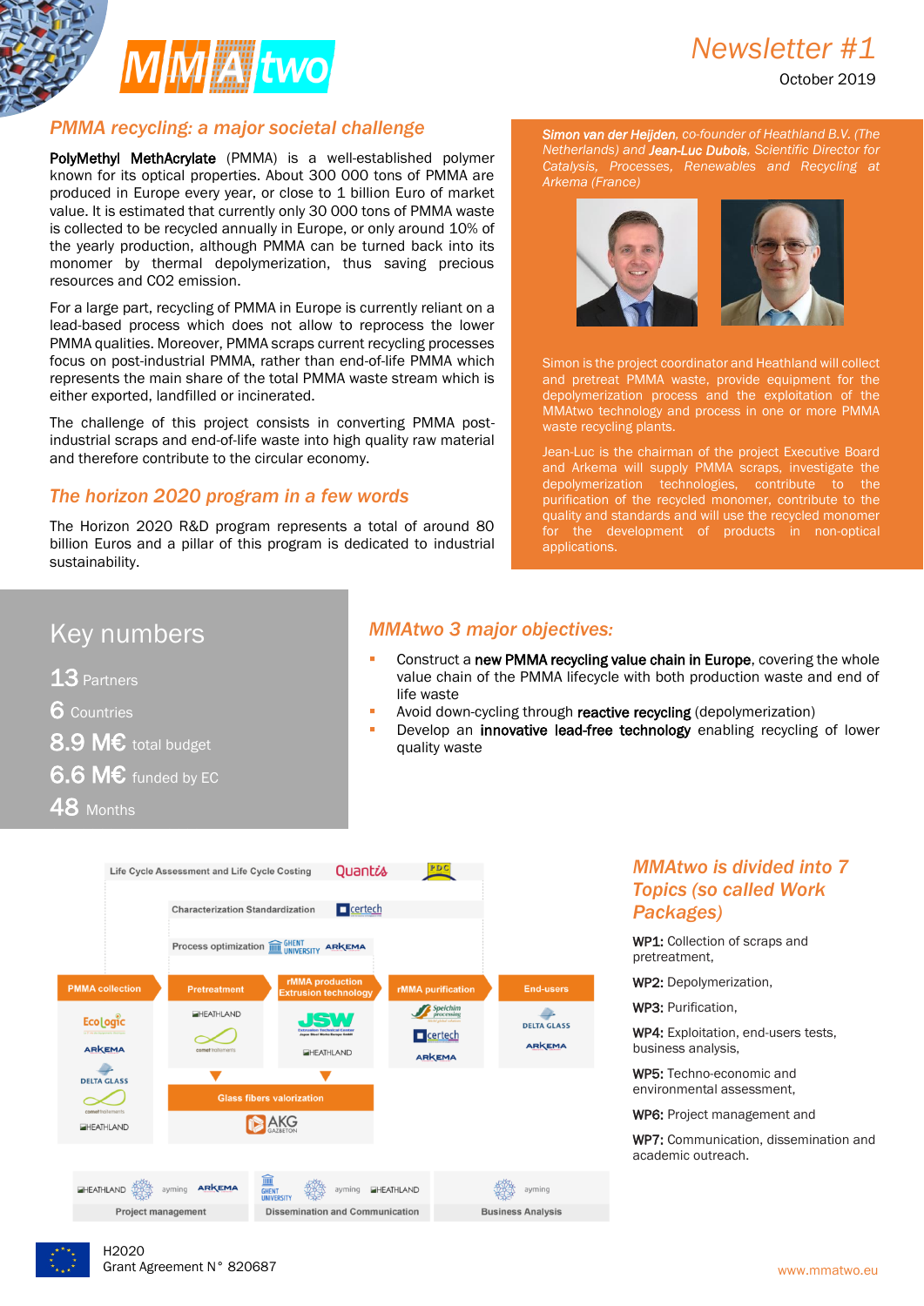# MMAtwo

## Newsletter #1

October 2019

## PMMA recycling: a major societal challenge

**PolyMethyl MethAcrylate** (PMMA) is a well-established polymer known for its optical properties. About 300 000 tons of PMMA are produced in Europe every year, or close to 1 billion Euro of market value. It is estimated that currently only 30 000 tons of PMMA waste is collected to be recycled annually in Europe, or only around 10% of the yearly production, although PMMA can be turned back into its monomer by thermal depolymerization, thus saving precious resources and CO2 emission.

For a large part, recycling of PMMA in Europe is currently reliant on a lead-based process which does not allow to reprocess the lower PMMA qualities. Moreover, PMMA scraps current recycling processes focus on post-industrial PMMA, rather than end-of-life PMMA which represents the main share of the total PMMA waste stream which is either exported, landfilled or incinerated.

The challenge of this project consists in converting PMMA post-industrial scraps and end-of-life waste into high quality raw material and therefore contribute to the circular economy.

## The horizon 2020 program in a few words

The Horizon 2020 R&D program represents a total of around 80 billion Euros and a pillar of this program is dedicated to industrial sustainability.

*__Simon van der Heijden__, co-founder of Heathland B.V. (The Netherlands) and __Jean-Luc Dubois__, Scientific Director for Catalysis, Processes, Renewables and Recycling at Arkema (France)*

Simon is the project coordinator and Heathland will collect and pretreat PMMA waste, provide equipment for the depolymerization process and the exploitation of the MMAtwo technology and process in one or more PMMA waste recycling plants.

Jean-Luc is the chairman of the project Executive Board and Arkema will supply PMMA scraps, investigate the depolymerization technologies, contribute to the purification of the recycled monomer, contribute to the quality and standards and will use the recycled monomer for the development of products in non-optical applications.

## Key numbers

- **13** Partners
- **6** Countries
- **8.9 M€** total budget
- **6.6 M€** funded by EC
- **48** Months

## MMAtwo 3 major objectives:

- Construct a **new PMMA recycling value chain in Europe**, covering the whole value chain of the PMMA lifecycle with both production waste and end of life waste
- Avoid down-cycling through **reactive recycling** (depolymerization)
- Develop an **innovative lead-free technology** enabling recycling of lower quality waste

Life Cycle Assessment and Life Cycle Costing — Quantis, PDC

Characterization Standardization — certech

Process optimization — Ghent University, Arkema

PMMA collection — Ecologic, Arkema, Delta Glass, comet traitements, Heathland

Pretreatment — Heathland, comet traitements

rMMA production Extrusion technology — JSW, Heathland

rMMA purification — Speichim processing, certech, Arkema

End-users — Delta Glass, Arkema

Glass fibers valorization — AKG Gazbeton

Project management — Heathland, ayming, Arkema

Dissemination and Communication — Ghent University, ayming, Heathland

Business Analysis — ayming

## MMAtwo is divided into 7 Topics (so called Work Packages)

**WP1:** Collection of scraps and pretreatment,

**WP2:** Depolymerization,

**WP3:** Purification,

**WP4:** Exploitation, end-users tests, business analysis,

**WP5:** Techno-economic and environmental assessment,

**WP6:** Project management and

**WP7:** Communication, dissemination and academic outreach.

H2020
Grant Agreement N° 820687

www.mmatwo.eu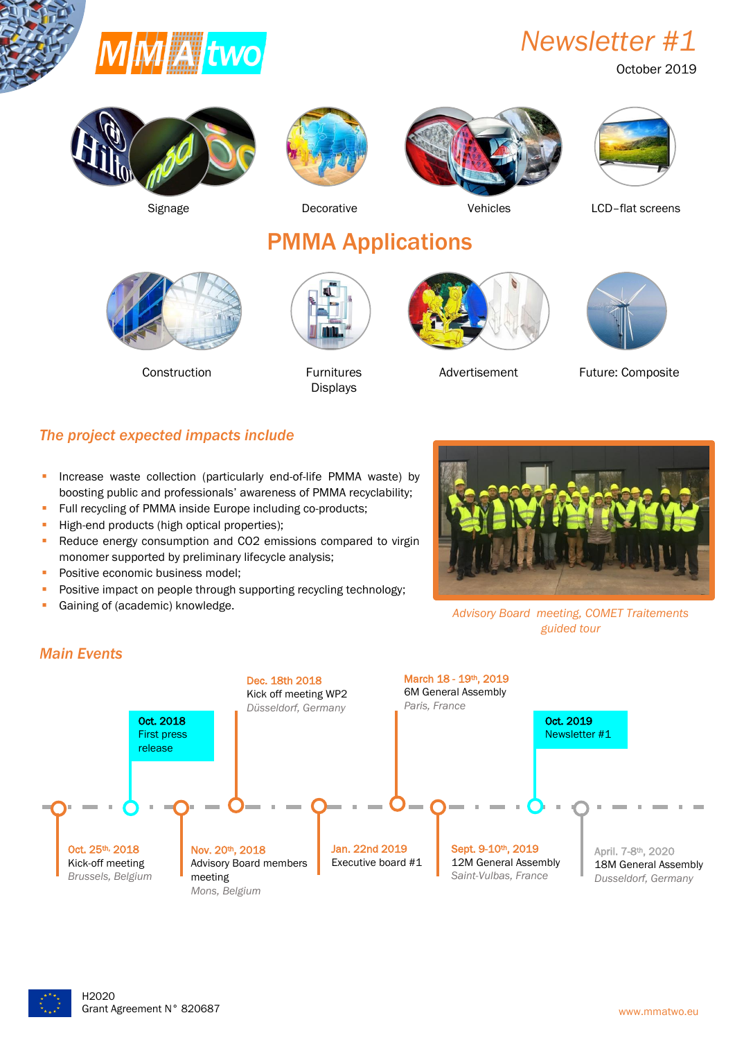MMAtwo

# Newsletter #1

October 2019

Signage

Decorative

Vehicles

LCD–flat screens

## PMMA Applications

Construction

Furnitures Displays

Advertisement

Future: Composite

### *The project expected impacts include*

- Increase waste collection (particularly end-of-life PMMA waste) by boosting public and professionals' awareness of PMMA recyclability;
- Full recycling of PMMA inside Europe including co-products;
- High-end products (high optical properties);
- Reduce energy consumption and CO2 emissions compared to virgin monomer supported by preliminary lifecycle analysis;
- Positive economic business model;
- Positive impact on people through supporting recycling technology;
- Gaining of (academic) knowledge.

*Advisory Board meeting, COMET Traitements guided tour*

### *Main Events*

- **Oct. 25th, 2018** – Kick-off meeting – *Brussels, Belgium*
- **Oct. 2018** – First press release
- **Nov. 20th, 2018** – Advisory Board members meeting – *Mons, Belgium*
- **Dec. 18th 2018** – Kick off meeting WP2 – *Düsseldorf, Germany*
- **Jan. 22nd 2019** – Executive board #1
- **March 18 - 19th, 2019** – 6M General Assembly – *Paris, France*
- **Sept. 9-10th, 2019** – 12M General Assembly – *Saint-Vulbas, France*
- **Oct. 2019** – Newsletter #1
- **April. 7-8th, 2020** – 18M General Assembly – *Dusseldorf, Germany*

H2020
Grant Agreement N° 820687

www.mmatwo.eu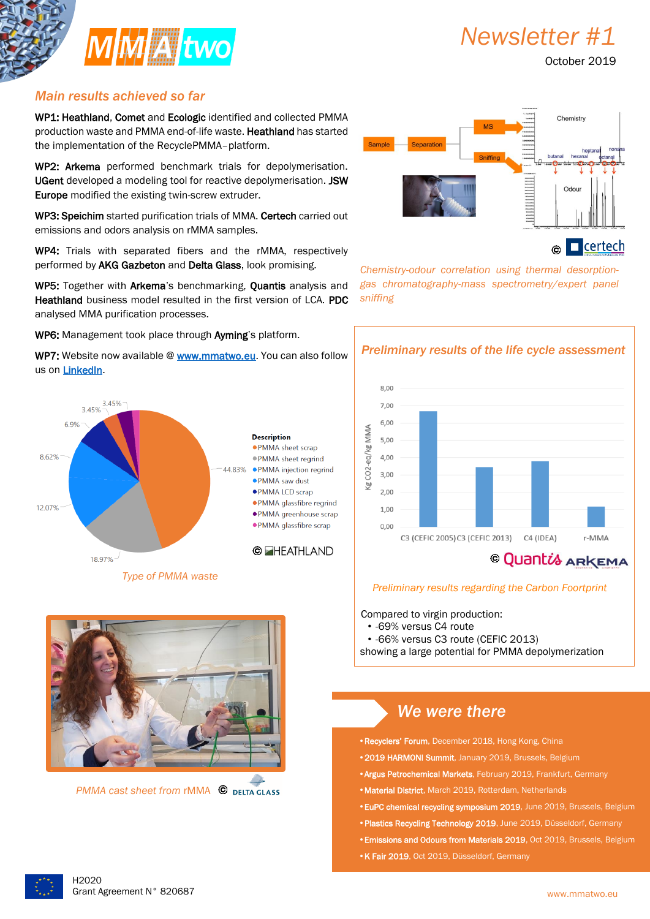# Newsletter #1

October 2019

## Main results achieved so far

**WP1: Heathland**, **Comet** and **Ecologic** identified and collected PMMA production waste and PMMA end-of-life waste. **Heathland** has started the implementation of the RecyclePMMA–platform.

**WP2: Arkema** performed benchmark trials for depolymerisation. **UGent** developed a modeling tool for reactive depolymerisation. **JSW Europe** modified the existing twin-screw extruder.

**WP3: Speichim** started purification trials of MMA. **Certech** carried out emissions and odors analysis on rMMA samples.

**WP4:** Trials with separated fibers and the rMMA, respectively performed by **AKG Gazbeton** and **Delta Glass**, look promising.

**WP5:** Together with **Arkema**'s benchmarking, **Quantis** analysis and **Heathland** business model resulted in the first version of LCA. **PDC** analysed MMA purification processes.

**WP6:** Management took place through **Ayming**'s platform.

**WP7:** Website now available @ www.mmatwo.eu. You can also follow us on LinkedIn.

*Type of PMMA waste* © HEATHLAND

| Description | Share |
|---|---|
| PMMA sheet scrap | 44.83% |
| PMMA sheet regrind | 18.97% |
| PMMA injection regrind | 12.07% |
| PMMA saw dust | 8.62% |
| PMMA LCD scrap | 6.9% |
| PMMA glassfibre regrind | 3.45% |
| PMMA greenhouse scrap | 3.45% |
| PMMA glassfibre scrap | |

*Chemistry-odour correlation using thermal desorption-gas chromatography-mass spectrometry/expert panel sniffing* © certech

*PMMA cast sheet from rMMA* © DELTA GLASS

## Preliminary results of the life cycle assessment

Kg CO2-eq/kg MMA: C3 (CEFIC 2005), C3 (CEFIC 2013), C4 (IDEA), r-MMA

© Quantis ARKEMA

*Preliminary results regarding the Carbon Footprint*

Compared to virgin production:

- -69% versus C4 route
- -66% versus C3 route (CEFIC 2013)

showing a large potential for PMMA depolymerization

## We were there

- **Recyclers' Forum**, December 2018, Hong Kong, China
- **2019 HARMONI Summit**, January 2019, Brussels, Belgium
- **Argus Petrochemical Markets**, February 2019, Frankfurt, Germany
- **Material District**, March 2019, Rotterdam, Netherlands
- **EuPC chemical recycling symposium 2019**, June 2019, Brussels, Belgium
- **Plastics Recycling Technology 2019**, June 2019, Düsseldorf, Germany
- **Emissions and Odours from Materials 2019**, Oct 2019, Brussels, Belgium
- **K Fair 2019**, Oct 2019, Düsseldorf, Germany

H2020
Grant Agreement N° 820687

www.mmatwo.eu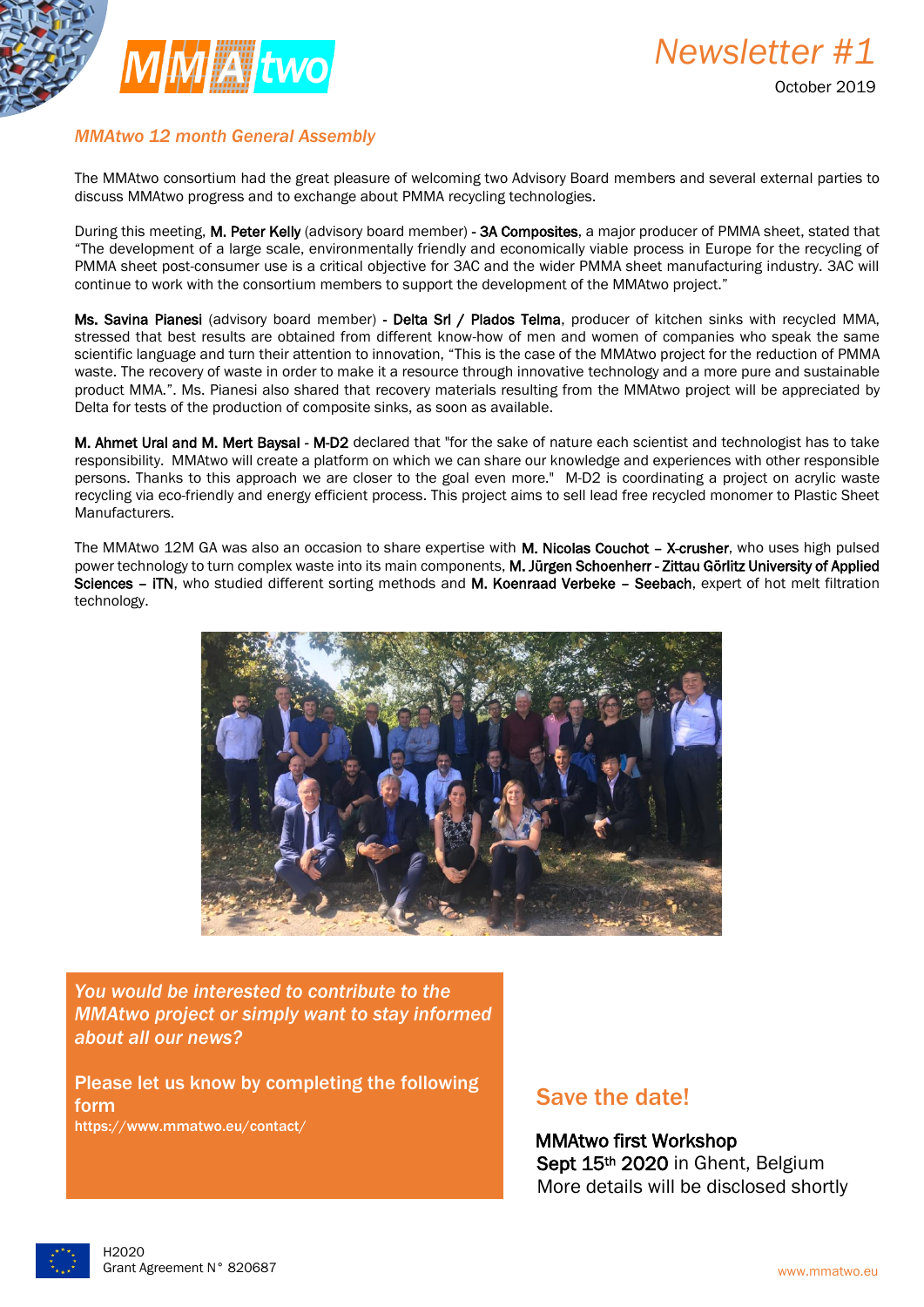# Newsletter #1

October 2019

## *MMAtwo 12 month General Assembly*

The MMAtwo consortium had the great pleasure of welcoming two Advisory Board members and several external parties to discuss MMAtwo progress and to exchange about PMMA recycling technologies.

During this meeting, **M. Peter Kelly** (advisory board member) **- 3A Composites**, a major producer of PMMA sheet, stated that "The development of a large scale, environmentally friendly and economically viable process in Europe for the recycling of PMMA sheet post-consumer use is a critical objective for 3AC and the wider PMMA sheet manufacturing industry. 3AC will continue to work with the consortium members to support the development of the MMAtwo project."

**Ms. Savina Pianesi** (advisory board member) **- Delta Srl / Plados Telma**, producer of kitchen sinks with recycled MMA, stressed that best results are obtained from different know-how of men and women of companies who speak the same scientific language and turn their attention to innovation, "This is the case of the MMAtwo project for the reduction of PMMA waste. The recovery of waste in order to make it a resource through innovative technology and a more pure and sustainable product MMA.". Ms. Pianesi also shared that recovery materials resulting from the MMAtwo project will be appreciated by Delta for tests of the production of composite sinks, as soon as available.

**M. Ahmet Ural and M. Mert Baysal - M-D2** declared that "for the sake of nature each scientist and technologist has to take responsibility. MMAtwo will create a platform on which we can share our knowledge and experiences with other responsible persons. Thanks to this approach we are closer to the goal even more." M-D2 is coordinating a project on acrylic waste recycling via eco-friendly and energy efficient process. This project aims to sell lead free recycled monomer to Plastic Sheet Manufacturers.

The MMAtwo 12M GA was also an occasion to share expertise with **M. Nicolas Couchot – X-crusher**, who uses high pulsed power technology to turn complex waste into its main components, **M. Jürgen Schoenherr - Zittau Görlitz University of Applied Sciences – iTN**, who studied different sorting methods and **M. Koenraad Verbeke – Seebach**, expert of hot melt filtration technology.

*You would be interested to contribute to the MMAtwo project or simply want to stay informed about all our news?*

**Please let us know by completing the following form**
https://www.mmatwo.eu/contact/

## Save the date!

**MMAtwo first Workshop**
**Sept 15th 2020** in Ghent, Belgium
More details will be disclosed shortly

H2020
Grant Agreement N° 820687

www.mmatwo.eu